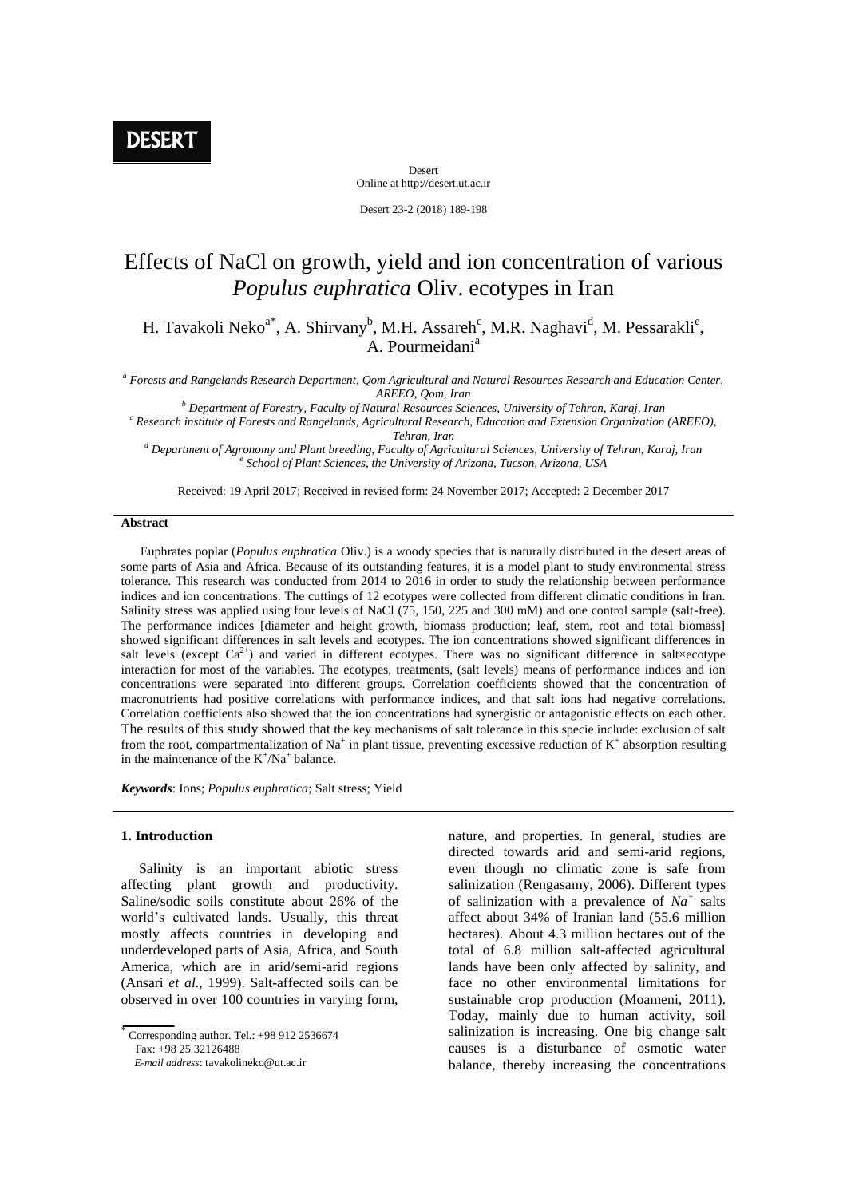# Effects of NaCl on growth, yield and ion concentration of various *Populus euphratica* Oliv. ecotypes in Iran

H. Tavakoli Neko[a*], A. Shirvany[b], M.H. Assareh[c], M.R. Naghavi[d], M. Pessarakli[e], A. Pourmeidani[a]

[a] *Forests and Rangelands Research Department, Qom Agricultural and Natural Resources Research and Education Center, AREEO, Qom, Iran*

[b] *Department of Forestry, Faculty of Natural Resources Sciences, University of Tehran, Karaj, Iran*

[c] *Research institute of Forests and Rangelands, Agricultural Research, Education and Extension Organization (AREEO), Tehran, Iran*

[d] *Department of Agronomy and Plant breeding, Faculty of Agricultural Sciences, University of Tehran, Karaj, Iran*

[e] *School of Plant Sciences, the University of Arizona, Tucson, Arizona, USA*

Received: 19 April 2017; Received in revised form: 24 November 2017; Accepted: 2 December 2017

### Abstract

Euphrates poplar (*Populus euphratica* Oliv.) is a woody species that is naturally distributed in the desert areas of some parts of Asia and Africa. Because of its outstanding features, it is a model plant to study environmental stress tolerance. This research was conducted from 2014 to 2016 in order to study the relationship between performance indices and ion concentrations. The cuttings of 12 ecotypes were collected from different climatic conditions in Iran. Salinity stress was applied using four levels of NaCl (75, 150, 225 and 300 mM) and one control sample (salt-free). The performance indices [diameter and height growth, biomass production; leaf, stem, root and total biomass] showed significant differences in salt levels and ecotypes. The ion concentrations showed significant differences in salt levels (except $Ca^{2+}$) and varied in different ecotypes. There was no significant difference in salt×ecotype interaction for most of the variables. The ecotypes, treatments, (salt levels) means of performance indices and ion concentrations were separated into different groups. Correlation coefficients showed that the concentration of macronutrients had positive correlations with performance indices, and that salt ions had negative correlations. Correlation coefficients also showed that the ion concentrations had synergistic or antagonistic effects on each other. The results of this study showed that the key mechanisms of salt tolerance in this specie include: exclusion of salt from the root, compartmentalization of $Na^+$ in plant tissue, preventing excessive reduction of $K^+$ absorption resulting in the maintenance of the $K^+/Na^+$ balance.

***Keywords***: Ions; *Populus euphratica*; Salt stress; Yield

## 1. Introduction

Salinity is an important abiotic stress affecting plant growth and productivity. Saline/sodic soils constitute about 26% of the world's cultivated lands. Usually, this threat mostly affects countries in developing and underdeveloped parts of Asia, Africa, and South America, which are in arid/semi-arid regions (Ansari *et al.*, 1999). Salt-affected soils can be observed in over 100 countries in varying form, nature, and properties. In general, studies are directed towards arid and semi-arid regions, even though no climatic zone is safe from salinization (Rengasamy, 2006). Different types of salinization with a prevalence of $Na^+$ salts affect about 34% of Iranian land (55.6 million hectares). About 4.3 million hectares out of the total of 6.8 million salt-affected agricultural lands have been only affected by salinity, and face no other environmental limitations for sustainable crop production (Moameni, 2011). Today, mainly due to human activity, soil salinization is increasing. One big change salt causes is a disturbance of osmotic water balance, thereby increasing the concentrations

* Corresponding author. Tel.: +98 912 2536674  
Fax: +98 25 32126488  
*E-mail address*: tavakolineko@ut.ac.ir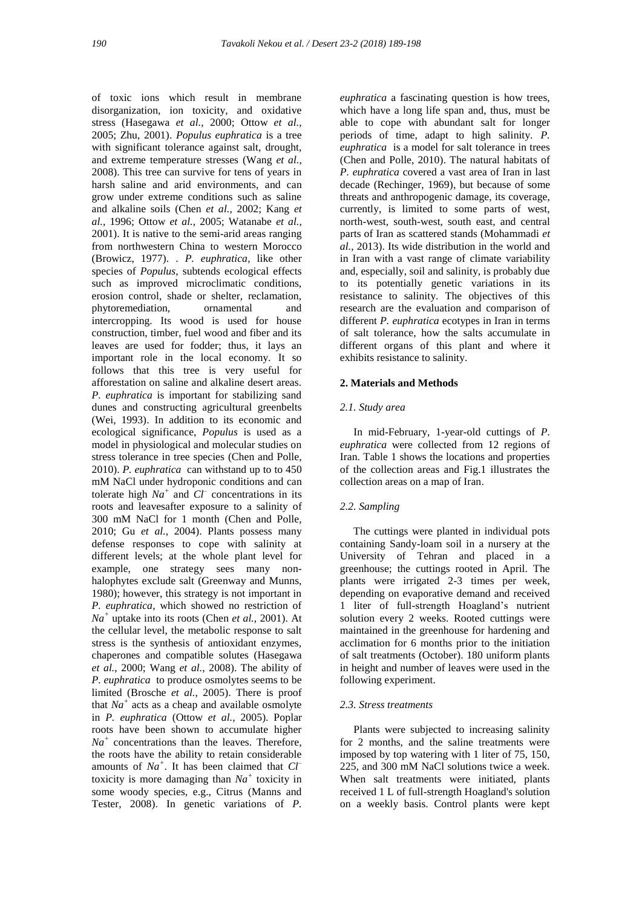of toxic ions which result in membrane disorganization, ion toxicity, and oxidative stress (Hasegawa *et al.*, 2000; Ottow *et al.*, 2005; Zhu, 2001). *Populus euphratica* is a tree with significant tolerance against salt, drought, and extreme temperature stresses (Wang *et al.*, 2008). This tree can survive for tens of years in harsh saline and arid environments, and can grow under extreme conditions such as saline and alkaline soils (Chen *et al.*, 2002; Kang *et al.*, 1996; Ottow *et al.*, 2005; Watanabe *et al.*, 2001). It is native to the semi-arid areas ranging from northwestern China to western Morocco (Browicz, 1977). . *P. euphratica*, like other species of *Populus*, subtends ecological effects such as improved microclimatic conditions, erosion control, shade or shelter, reclamation, phytoremediation, ornamental and intercropping. Its wood is used for house construction, timber, fuel wood and fiber and its leaves are used for fodder; thus, it lays an important role in the local economy. It so follows that this tree is very useful for afforestation on saline and alkaline desert areas. *P. euphratica* is important for stabilizing sand dunes and constructing agricultural greenbelts (Wei, 1993). In addition to its economic and ecological significance, *Populus* is used as a model in physiological and molecular studies on stress tolerance in tree species (Chen and Polle, 2010). *P. euphratica* can withstand up to to 450 mM NaCl under hydroponic conditions and can tolerate high $Na^+$ and $Cl^-$ concentrations in its roots and leavesafter exposure to a salinity of 300 mM NaCl for 1 month (Chen and Polle, 2010; Gu *et al.*, 2004). Plants possess many defense responses to cope with salinity at different levels; at the whole plant level for example, one strategy sees many non-halophytes exclude salt (Greenway and Munns, 1980); however, this strategy is not important in *P. euphratica*, which showed no restriction of $Na^+$ uptake into its roots (Chen *et al.*, 2001). At the cellular level, the metabolic response to salt stress is the synthesis of antioxidant enzymes, chaperones and compatible solutes (Hasegawa *et al.*, 2000; Wang *et al.*, 2008). The ability of *P. euphratica* to produce osmolytes seems to be limited (Brosche *et al.*, 2005). There is proof that $Na^+$ acts as a cheap and available osmolyte in *P. euphratica* (Ottow *et al.*, 2005). Poplar roots have been shown to accumulate higher $Na^+$ concentrations than the leaves. Therefore, the roots have the ability to retain considerable amounts of $Na^+$. It has been claimed that $Cl^-$ toxicity is more damaging than $Na^+$ toxicity in some woody species, e.g., Citrus (Manns and Tester, 2008). In genetic variations of *P. euphratica* a fascinating question is how trees, which have a long life span and, thus, must be able to cope with abundant salt for longer periods of time, adapt to high salinity. *P. euphratica* is a model for salt tolerance in trees (Chen and Polle, 2010). The natural habitats of *P. euphratica* covered a vast area of Iran in last decade (Rechinger, 1969), but because of some threats and anthropogenic damage, its coverage, currently, is limited to some parts of west, north-west, south-west, south east, and central parts of Iran as scattered stands (Mohammadi *et al.*, 2013). Its wide distribution in the world and in Iran with a vast range of climate variability and, especially, soil and salinity, is probably due to its potentially genetic variations in its resistance to salinity. The objectives of this research are the evaluation and comparison of different *P. euphratica* ecotypes in Iran in terms of salt tolerance, how the salts accumulate in different organs of this plant and where it exhibits resistance to salinity.

## 2. Materials and Methods

### 2.1. Study area

In mid-February, 1-year-old cuttings of *P. euphratica* were collected from 12 regions of Iran. Table 1 shows the locations and properties of the collection areas and Fig.1 illustrates the collection areas on a map of Iran.

### 2.2. Sampling

The cuttings were planted in individual pots containing Sandy-loam soil in a nursery at the University of Tehran and placed in a greenhouse; the cuttings rooted in April. The plants were irrigated 2-3 times per week, depending on evaporative demand and received 1 liter of full-strength Hoagland's nutrient solution every 2 weeks. Rooted cuttings were maintained in the greenhouse for hardening and acclimation for 6 months prior to the initiation of salt treatments (October). 180 uniform plants in height and number of leaves were used in the following experiment.

### 2.3. Stress treatments

Plants were subjected to increasing salinity for 2 months, and the saline treatments were imposed by top watering with 1 liter of 75, 150, 225, and 300 mM NaCl solutions twice a week. When salt treatments were initiated, plants received 1 L of full-strength Hoagland's solution on a weekly basis. Control plants were kept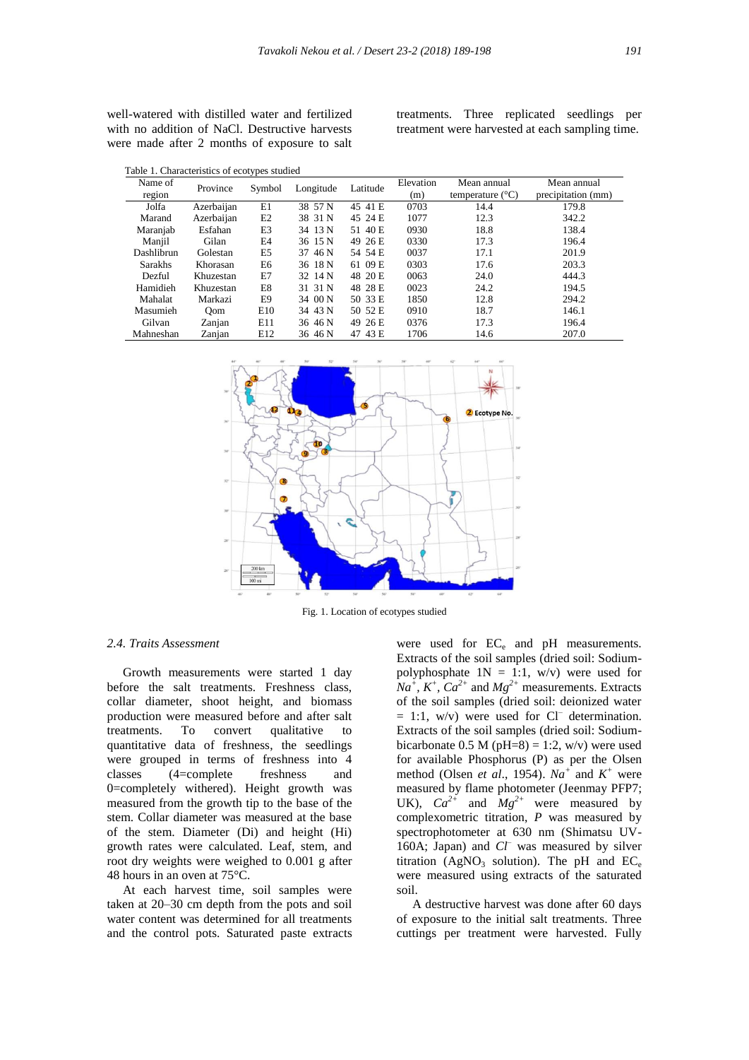well-watered with distilled water and fertilized with no addition of NaCl. Destructive harvests were made after 2 months of exposure to salt treatments. Three replicated seedlings per treatment were harvested at each sampling time.

Table 1. Characteristics of ecotypes studied

| Name of region | Province | Symbol | Longitude | Latitude | Elevation (m) | Mean annual temperature (°C) | Mean annual precipitation (mm) |
|---|---|---|---|---|---|---|---|
| Jolfa | Azerbaijan | E1 | 38 57 N | 45 41 E | 0703 | 14.4 | 179.8 |
| Marand | Azerbaijan | E2 | 38 31 N | 45 24 E | 1077 | 12.3 | 342.2 |
| Maranjab | Esfahan | E3 | 34 13 N | 51 40 E | 0930 | 18.8 | 138.4 |
| Manjil | Gilan | E4 | 36 15 N | 49 26 E | 0330 | 17.3 | 196.4 |
| Dashlibrun | Golestan | E5 | 37 46 N | 54 54 E | 0037 | 17.1 | 201.9 |
| Sarakhs | Khorasan | E6 | 36 18 N | 61 09 E | 0303 | 17.6 | 203.3 |
| Dezful | Khuzestan | E7 | 32 14 N | 48 20 E | 0063 | 24.0 | 444.3 |
| Hamidieh | Khuzestan | E8 | 31 31 N | 48 28 E | 0023 | 24.2 | 194.5 |
| Mahalat | Markazi | E9 | 34 00 N | 50 33 E | 1850 | 12.8 | 294.2 |
| Masumieh | Qom | E10 | 34 43 N | 50 52 E | 0910 | 18.7 | 146.1 |
| Gilvan | Zanjan | E11 | 36 46 N | 49 26 E | 0376 | 17.3 | 196.4 |
| Mahneshan | Zanjan | E12 | 36 46 N | 47 43 E | 1706 | 14.6 | 207.0 |

Fig. 1. Location of ecotypes studied

### 2.4. Traits Assessment

Growth measurements were started 1 day before the salt treatments. Freshness class, collar diameter, shoot height, and biomass production were measured before and after salt treatments. To convert qualitative to quantitative data of freshness, the seedlings were grouped in terms of freshness into 4 classes (4=complete freshness and 0=completely withered). Height growth was measured from the growth tip to the base of the stem. Collar diameter was measured at the base of the stem. Diameter (Di) and height (Hi) growth rates were calculated. Leaf, stem, and root dry weights were weighed to 0.001 g after 48 hours in an oven at 75°C.

At each harvest time, soil samples were taken at 20–30 cm depth from the pots and soil water content was determined for all treatments and the control pots. Saturated paste extracts were used for $EC_e$ and pH measurements. Extracts of the soil samples (dried soil: Sodium-polyphosphate 1N = 1:1, w/v) were used for $Na^+$, $K^+$, $Ca^{2+}$ and $Mg^{2+}$ measurements. Extracts of the soil samples (dried soil: deionized water = 1:1, w/v) were used for $Cl^-$ determination. Extracts of the soil samples (dried soil: Sodium-bicarbonate 0.5 M (pH=8) = 1:2, w/v) were used for available Phosphorus (P) as per the Olsen method (Olsen *et al*., 1954). $Na^+$ and $K^+$ were measured by flame photometer (Jeenmay PFP7; UK), $Ca^{2+}$ and $Mg^{2+}$ were measured by complexometric titration, *P* was measured by spectrophotometer at 630 nm (Shimatsu UV-160A; Japan) and $Cl^-$ was measured by silver titration ($AgNO_3$ solution). The pH and $EC_e$ were measured using extracts of the saturated soil.

A destructive harvest was done after 60 days of exposure to the initial salt treatments. Three cuttings per treatment were harvested. Fully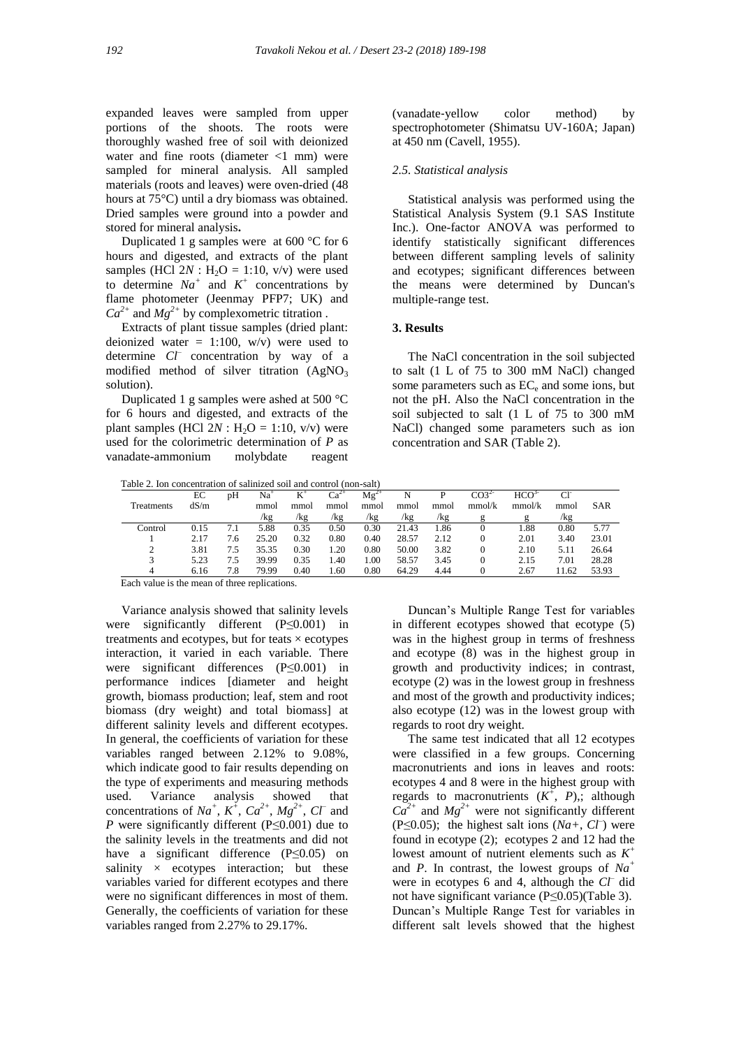expanded leaves were sampled from upper portions of the shoots. The roots were thoroughly washed free of soil with deionized water and fine roots (diameter <1 mm) were sampled for mineral analysis. All sampled materials (roots and leaves) were oven-dried (48 hours at 75°C) until a dry biomass was obtained. Dried samples were ground into a powder and stored for mineral analysis**.**

Duplicated 1 g samples were at 600 °C for 6 hours and digested, and extracts of the plant samples (HCl 2*N* : $H_2O$ = 1:10, v/v) were used to determine $Na^+$ and $K^+$ concentrations by flame photometer (Jeenmay PFP7; UK) and $Ca^{2+}$ and $Mg^{2+}$ by complexometric titration .

Extracts of plant tissue samples (dried plant: deionized water = 1:100, w/v) were used to determine $Cl^-$ concentration by way of a modified method of silver titration ($AgNO_3$ solution).

Duplicated 1 g samples were ashed at 500 °C for 6 hours and digested, and extracts of the plant samples (HCl 2*N* : $H_2O$ = 1:10, v/v) were used for the colorimetric determination of *P* as vanadate-ammonium molybdate reagent (vanadate-yellow color method) by spectrophotometer (Shimatsu UV-160A; Japan) at 450 nm (Cavell, 1955).

### *2.5. Statistical analysis*

Statistical analysis was performed using the Statistical Analysis System (9.1 SAS Institute Inc.). One-factor ANOVA was performed to identify statistically significant differences between different sampling levels of salinity and ecotypes; significant differences between the means were determined by Duncan's multiple-range test.

## 3. Results

The NaCl concentration in the soil subjected to salt (1 L of 75 to 300 mM NaCl) changed some parameters such as $EC_e$ and some ions, but not the pH. Also the NaCl concentration in the soil subjected to salt (1 L of 75 to 300 mM NaCl) changed some parameters such as ion concentration and SAR (Table 2).

Table 2. Ion concentration of salinized soil and control (non-salt)

| Treatments | EC dS/m | pH | $Na^+$ mmol /kg | $K^+$ mmol /kg | $Ca^{2+}$ mmol /kg | $Mg^{2+}$ mmol /kg | N mmol /kg | P mmol /kg | $CO3^{2-}$ mmol/k g | $HCO^{3-}$ mmol/k g | $Cl^-$ mmol /kg | SAR |
|---|---|---|---|---|---|---|---|---|---|---|---|---|
| Control | 0.15 | 7.1 | 5.88 | 0.35 | 0.50 | 0.30 | 21.43 | 1.86 | 0 | 1.88 | 0.80 | 5.77 |
| 1 | 2.17 | 7.6 | 25.20 | 0.32 | 0.80 | 0.40 | 28.57 | 2.12 | 0 | 2.01 | 3.40 | 23.01 |
| 2 | 3.81 | 7.5 | 35.35 | 0.30 | 1.20 | 0.80 | 50.00 | 3.82 | 0 | 2.10 | 5.11 | 26.64 |
| 3 | 5.23 | 7.5 | 39.99 | 0.35 | 1.40 | 1.00 | 58.57 | 3.45 | 0 | 2.15 | 7.01 | 28.28 |
| 4 | 6.16 | 7.8 | 79.99 | 0.40 | 1.60 | 0.80 | 64.29 | 4.44 | 0 | 2.67 | 11.62 | 53.93 |

Each value is the mean of three replications.

Variance analysis showed that salinity levels were significantly different (P≤0.001) in treatments and ecotypes, but for teats × ecotypes interaction, it varied in each variable. There were significant differences (P≤0.001) in performance indices [diameter and height growth, biomass production; leaf, stem and root biomass (dry weight) and total biomass] at different salinity levels and different ecotypes. In general, the coefficients of variation for these variables ranged between 2.12% to 9.08%, which indicate good to fair results depending on the type of experiments and measuring methods used. Variance analysis showed that concentrations of $Na^+$, $K^+$, $Ca^{2+}$, $Mg^{2+}$, $Cl^-$ and *P* were significantly different (P≤0.001) due to the salinity levels in the treatments and did not have a significant difference (P≤0.05) on salinity × ecotypes interaction; but these variables varied for different ecotypes and there were no significant differences in most of them. Generally, the coefficients of variation for these variables ranged from 2.27% to 29.17%.

Duncan's Multiple Range Test for variables in different ecotypes showed that ecotype (5) was in the highest group in terms of freshness and ecotype (8) was in the highest group in growth and productivity indices; in contrast, ecotype (2) was in the lowest group in freshness and most of the growth and productivity indices; also ecotype (12) was in the lowest group with regards to root dry weight.

The same test indicated that all 12 ecotypes were classified in a few groups. Concerning macronutrients and ions in leaves and roots: ecotypes 4 and 8 were in the highest group with regards to macronutrients ($K^+$, *P*),; although $Ca^{2+}$ and $Mg^{2+}$ were not significantly different (P≤0.05); the highest salt ions ($Na+$, $Cl^-$) were found in ecotype (2); ecotypes 2 and 12 had the lowest amount of nutrient elements such as $K^+$ and *P*. In contrast, the lowest groups of $Na^+$ were in ecotypes 6 and 4, although the $Cl^-$ did not have significant variance (P≤0.05)(Table 3). Duncan's Multiple Range Test for variables in different salt levels showed that the highest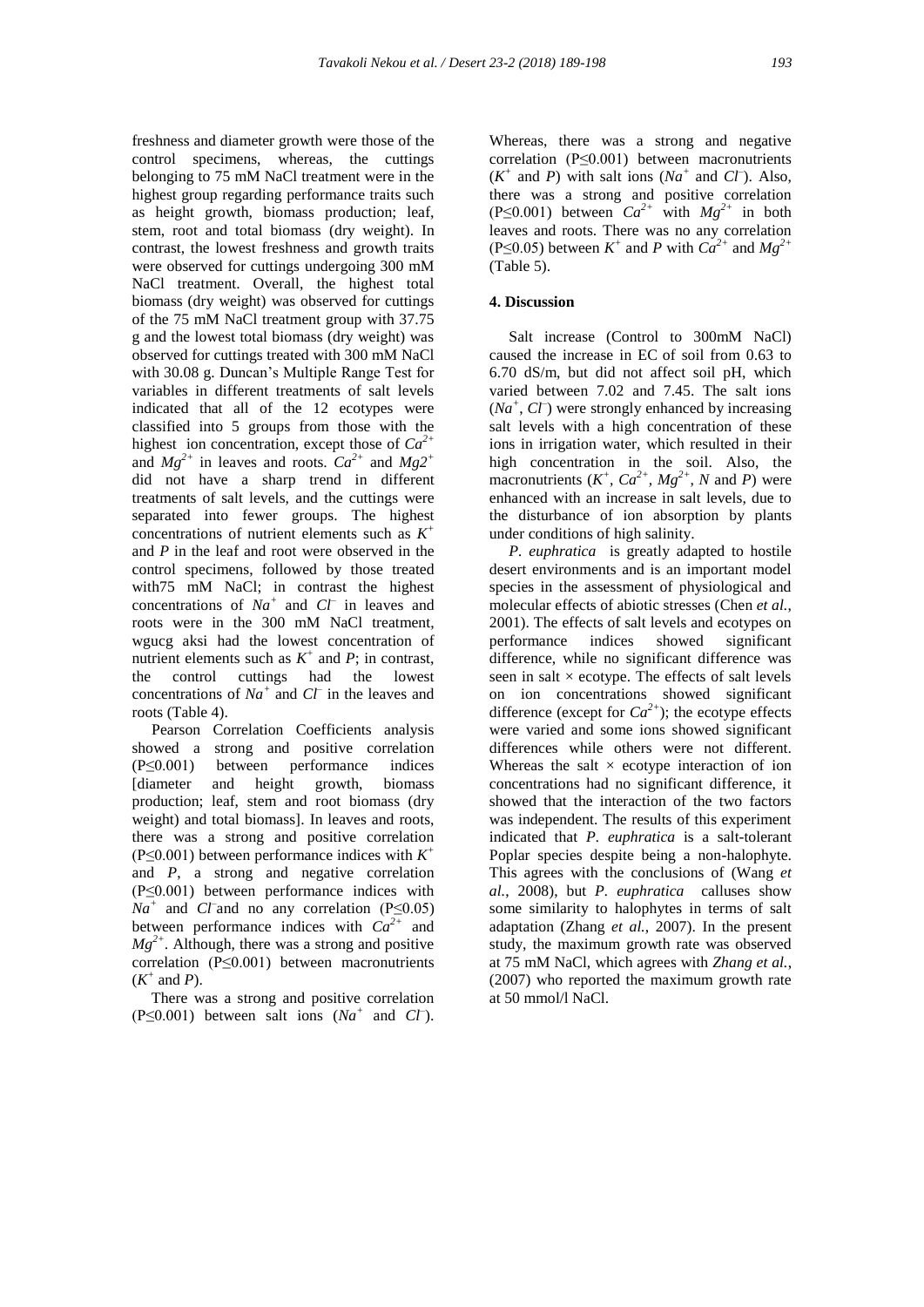freshness and diameter growth were those of the control specimens, whereas, the cuttings belonging to 75 mM NaCl treatment were in the highest group regarding performance traits such as height growth, biomass production; leaf, stem, root and total biomass (dry weight). In contrast, the lowest freshness and growth traits were observed for cuttings undergoing 300 mM NaCl treatment. Overall, the highest total biomass (dry weight) was observed for cuttings of the 75 mM NaCl treatment group with 37.75 g and the lowest total biomass (dry weight) was observed for cuttings treated with 300 mM NaCl with 30.08 g. Duncan's Multiple Range Test for variables in different treatments of salt levels indicated that all of the 12 ecotypes were classified into 5 groups from those with the highest ion concentration, except those of $Ca^{2+}$ and $Mg^{2+}$ in leaves and roots. $Ca^{2+}$ and $Mg2^{+}$ did not have a sharp trend in different treatments of salt levels, and the cuttings were separated into fewer groups. The highest concentrations of nutrient elements such as $K^{+}$ and $P$ in the leaf and root were observed in the control specimens, followed by those treated with75 mM NaCl; in contrast the highest concentrations of $Na^{+}$ and $Cl^{-}$ in leaves and roots were in the 300 mM NaCl treatment, wgucg aksi had the lowest concentration of nutrient elements such as $K^{+}$ and $P$; in contrast, the control cuttings had the lowest concentrations of $Na^{+}$ and $Cl^{-}$ in the leaves and roots (Table 4).

Pearson Correlation Coefficients analysis showed a strong and positive correlation ($P \leq 0.001$) between performance indices [diameter and height growth, biomass production; leaf, stem and root biomass (dry weight) and total biomass]. In leaves and roots, there was a strong and positive correlation ($P \leq 0.001$) between performance indices with $K^{+}$ and $P$, a strong and negative correlation ($P \leq 0.001$) between performance indices with $Na^{+}$ and $Cl^{-}$and no any correlation ($P \leq 0.05$) between performance indices with $Ca^{2+}$ and $Mg^{2+}$. Although, there was a strong and positive correlation ($P \leq 0.001$) between macronutrients ($K^{+}$ and $P$).

There was a strong and positive correlation ($P \leq 0.001$) between salt ions ($Na^{+}$ and $Cl^{-}$). Whereas, there was a strong and negative correlation ($P \leq 0.001$) between macronutrients ($K^{+}$ and $P$) with salt ions ($Na^{+}$ and $Cl^{-}$). Also, there was a strong and positive correlation ($P \leq 0.001$) between $Ca^{2+}$ with $Mg^{2+}$ in both leaves and roots. There was no any correlation ($P \leq 0.05$) between $K^{+}$ and $P$ with $Ca^{2+}$ and $Mg^{2+}$ (Table 5).

## 4. Discussion

Salt increase (Control to 300mM NaCl) caused the increase in EC of soil from 0.63 to 6.70 dS/m, but did not affect soil pH, which varied between 7.02 and 7.45. The salt ions ($Na^{+}$, $Cl^{-}$) were strongly enhanced by increasing salt levels with a high concentration of these ions in irrigation water, which resulted in their high concentration in the soil. Also, the macronutrients ($K^{+}$, $Ca^{2+}$, $Mg^{2+}$, $N$ and $P$) were enhanced with an increase in salt levels, due to the disturbance of ion absorption by plants under conditions of high salinity.

*P. euphratica* is greatly adapted to hostile desert environments and is an important model species in the assessment of physiological and molecular effects of abiotic stresses (Chen *et al.*, 2001). The effects of salt levels and ecotypes on performance indices showed significant difference, while no significant difference was seen in salt × ecotype. The effects of salt levels on ion concentrations showed significant difference (except for $Ca^{2+}$); the ecotype effects were varied and some ions showed significant differences while others were not different. Whereas the salt × ecotype interaction of ion concentrations had no significant difference, it showed that the interaction of the two factors was independent. The results of this experiment indicated that *P. euphratica* is a salt-tolerant Poplar species despite being a non-halophyte. This agrees with the conclusions of (Wang *et al.*, 2008), but *P. euphratica* calluses show some similarity to halophytes in terms of salt adaptation (Zhang *et al.*, 2007). In the present study, the maximum growth rate was observed at 75 mM NaCl, which agrees with *Zhang et al.*, (2007) who reported the maximum growth rate at 50 mmol/l NaCl.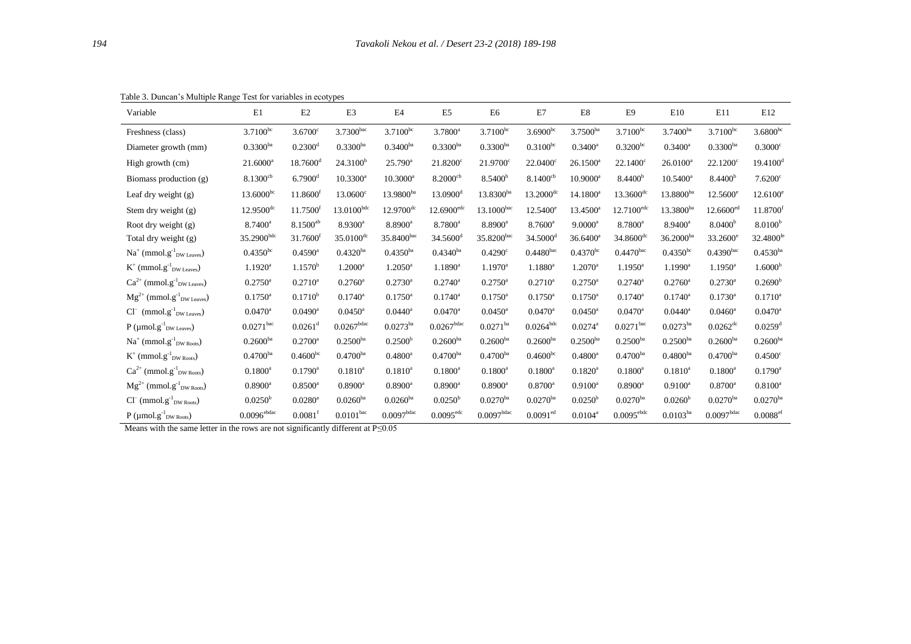Table 3. Duncan's Multiple Range Test for variables in ecotypes

| Variable | E1 | E2 | E3 | E4 | E5 | E6 | E7 | E8 | E9 | E10 | E11 | E12 |
|---|---|---|---|---|---|---|---|---|---|---|---|---|
| Freshness (class) | $3.7100^{bc}$ | $3.6700^{c}$ | $3.7300^{bac}$ | $3.7100^{bc}$ | $3.7800^{a}$ | $3.7100^{bc}$ | $3.6900^{bc}$ | $3.7500^{ba}$ | $3.7100^{bc}$ | $3.7400^{ba}$ | $3.7100^{bc}$ | $3.6800^{bc}$ |
| Diameter growth (mm) | $0.3300^{ba}$ | $0.2300^{d}$ | $0.3300^{ba}$ | $0.3400^{ba}$ | $0.3300^{ba}$ | $0.3300^{ba}$ | $0.3100^{bc}$ | $0.3400^{a}$ | $0.3200^{bc}$ | $0.3400^{a}$ | $0.3300^{ba}$ | $0.3000^{c}$ |
| High growth (cm) | $21.6000^{a}$ | $18.7600^{d}$ | $24.3100^{b}$ | $25.790^{a}$ | $21.8200^{c}$ | $21.9700^{c}$ | $22.0400^{c}$ | $26.1500^{a}$ | $22.1400^{c}$ | $26.0100^{a}$ | $22.1200^{c}$ | $19.4100^{d}$ |
| Biomass production (g) | $8.1300^{cb}$ | $6.7900^{d}$ | $10.3300^{a}$ | $10.3000^{a}$ | $8.2000^{cb}$ | $8.5400^{b}$ | $8.1400^{cb}$ | $10.9000^{a}$ | $8.4400^{b}$ | $10.5400^{a}$ | $8.4400^{b}$ | $7.6200^{c}$ |
| Leaf dry weight (g) | $13.6000^{bc}$ | $11.8600^{f}$ | $13.0600^{c}$ | $13.9800^{ba}$ | $13.0900^{d}$ | $13.8300^{ba}$ | $13.2000^{dc}$ | $14.1800^{a}$ | $13.3600^{dc}$ | $13.8800^{ba}$ | $12.5600^{e}$ | $12.6100^{e}$ |
| Stem dry weight (g) | $12.9500^{dc}$ | $11.7500^{f}$ | $13.0100^{bdc}$ | $12.9700^{dc}$ | $12.6900^{edc}$ | $13.1000^{bac}$ | $12.5400^{e}$ | $13.4500^{a}$ | $12.7100^{edc}$ | $13.3800^{ba}$ | $12.6600^{ed}$ | $11.8700^{f}$ |
| Root dry weight (g) | $8.7400^{a}$ | $8.1500^{ab}$ | $8.9300^{a}$ | $8.8900^{a}$ | $8.7800^{a}$ | $8.8900^{a}$ | $8.7600^{a}$ | $9.0000^{a}$ | $8.7800^{a}$ | $8.9400^{a}$ | $8.0400^{b}$ | $8.0100^{b}$ |
| Total dry weight (g) | $35.2900^{bdc}$ | $31.7600^{f}$ | $35.0100^{dc}$ | $35.8400^{bac}$ | $34.5600^{d}$ | $35.8200^{bac}$ | $34.5000^{d}$ | $36.6400^{a}$ | $34.8600^{dc}$ | $36.2000^{ba}$ | $33.2600^{e}$ | $32.4800^{fe}$ |
| $Na^{+}$ ($mmol.g^{-1}_{DW\ Leaves}$) | $0.4350^{bc}$ | $0.4590^{a}$ | $0.4320^{ba}$ | $0.4350^{ba}$ | $0.4340^{ba}$ | $0.4290^{c}$ | $0.4480^{bac}$ | $0.4370^{bc}$ | $0.4470^{bac}$ | $0.4350^{bc}$ | $0.4390^{bac}$ | $0.4530^{ba}$ |
| $K^{+}$ ($mmol.g^{-1}_{DW\ Leaves}$) | $1.1920^{a}$ | $1.1570^{b}$ | $1.2000^{a}$ | $1.2050^{a}$ | $1.1890^{a}$ | $1.1970^{a}$ | $1.1880^{a}$ | $1.2070^{a}$ | $1.1950^{a}$ | $1.1990^{a}$ | $1.1950^{a}$ | $1.6000^{b}$ |
| $Ca^{2+}$ ($mmol.g^{-1}_{DW\ Leaves}$) | $0.2750^{a}$ | $0.2710^{a}$ | $0.2760^{a}$ | $0.2730^{a}$ | $0.2740^{a}$ | $0.2750^{a}$ | $0.2710^{a}$ | $0.2750^{a}$ | $0.2740^{a}$ | $0.2760^{a}$ | $0.2730^{a}$ | $0.2690^{b}$ |
| $Mg^{2+}$ ($mmol.g^{-1}_{DW\ Leaves}$) | $0.1750^{a}$ | $0.1710^{b}$ | $0.1740^{a}$ | $0.1750^{a}$ | $0.1740^{a}$ | $0.1750^{a}$ | $0.1750^{a}$ | $0.1750^{a}$ | $0.1740^{a}$ | $0.1740^{a}$ | $0.1730^{a}$ | $0.1710^{a}$ |
| $Cl^{-}$ ($mmol.g^{-1}_{DW\ Leaves}$) | $0.0470^{a}$ | $0.0490^{a}$ | $0.0450^{a}$ | $0.0440^{a}$ | $0.0470^{a}$ | $0.0450^{a}$ | $0.0470^{a}$ | $0.0450^{a}$ | $0.0470^{a}$ | $0.0440^{a}$ | $0.0460^{a}$ | $0.0470^{a}$ |
| P ($\mu mol.g^{-1}_{DW\ Leaves}$) | $0.0271^{bac}$ | $0.0261^{d}$ | $0.0267^{bdac}$ | $0.0273^{ba}$ | $0.0267^{bdac}$ | $0.0271^{ba}$ | $0.0264^{bdc}$ | $0.0274^{a}$ | $0.0271^{bac}$ | $0.0273^{ba}$ | $0.0262^{dc}$ | $0.0259^{d}$ |
| $Na^{+}$ ($mmol.g^{-1}_{DW\ Roots}$) | $0.2600^{ba}$ | $0.2700^{a}$ | $0.2500^{ba}$ | $0.2500^{b}$ | $0.2600^{ba}$ | $0.2600^{ba}$ | $0.2600^{ba}$ | $0.2500^{ba}$ | $0.2500^{ba}$ | $0.2500^{ba}$ | $0.2600^{ba}$ | $0.2600^{ba}$ |
| $K^{+}$ ($mmol.g^{-1}_{DW\ Roots}$) | $0.4700^{ba}$ | $0.4600^{bc}$ | $0.4700^{ba}$ | $0.4800^{a}$ | $0.4700^{ba}$ | $0.4700^{ba}$ | $0.4600^{bc}$ | $0.4800^{a}$ | $0.4700^{ba}$ | $0.4800^{ba}$ | $0.4700^{ba}$ | $0.4500^{c}$ |
| $Ca^{2+}$ ($mmol.g^{-1}_{DW\ Roots}$) | $0.1800^{a}$ | $0.1790^{a}$ | $0.1810^{a}$ | $0.1810^{a}$ | $0.1800^{a}$ | $0.1800^{a}$ | $0.1800^{a}$ | $0.1820^{a}$ | $0.1800^{a}$ | $0.1810^{a}$ | $0.1800^{a}$ | $0.1790^{a}$ |
| $Mg^{2+}$ ($mmol.g^{-1}_{DW\ Roots}$) | $0.8900^{a}$ | $0.8500^{a}$ | $0.8900^{a}$ | $0.8900^{a}$ | $0.8900^{a}$ | $0.8900^{a}$ | $0.8700^{a}$ | $0.9100^{a}$ | $0.8900^{a}$ | $0.9100^{a}$ | $0.8700^{a}$ | $0.8100^{a}$ |
| $Cl^{-}$ ($mmol.g^{-1}_{DW\ Roots}$) | $0.0250^{b}$ | $0.0280^{a}$ | $0.0260^{ba}$ | $0.0260^{ba}$ | $0.0250^{b}$ | $0.0270^{ba}$ | $0.0270^{ba}$ | $0.0250^{b}$ | $0.0270^{ba}$ | $0.0260^{b}$ | $0.0270^{ba}$ | $0.0270^{ba}$ |
| P ($\mu mol.g^{-1}_{DW\ Roots}$) | $0.0096^{ebdac}$ | $0.0081^{f}$ | $0.0101^{bac}$ | $0.0097^{bdac}$ | $0.0095^{edc}$ | $0.0097^{bdac}$ | $0.0091^{ed}$ | $0.0104^{a}$ | $0.0095^{ebdc}$ | $0.0103^{ba}$ | $0.0097^{bdac}$ | $0.0088^{ef}$ |

Means with the same letter in the rows are not significantly different at $P \leq 0.05$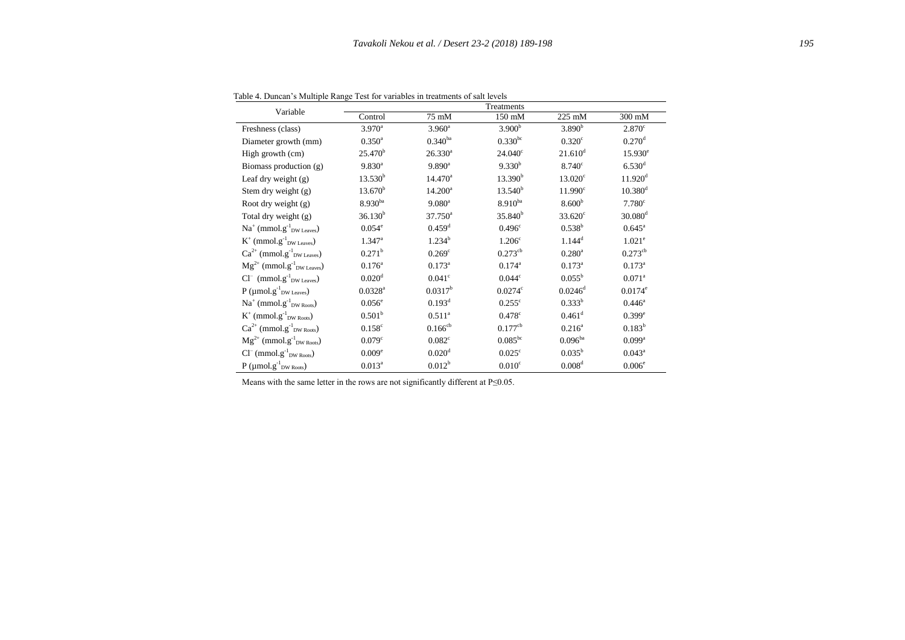Table 4. Duncan's Multiple Range Test for variables in treatments of salt levels

| Variable | Treatments | | | | |
|---|---|---|---|---|---|
| | Control | 75 mM | 150 mM | 225 mM | 300 mM |
| Freshness (class) | 3.970$^{a}$ | 3.960$^{a}$ | 3.900$^{b}$ | 3.890$^{b}$ | 2.870$^{c}$ |
| Diameter growth (mm) | 0.350$^{a}$ | 0.340$^{ba}$ | 0.330$^{bc}$ | 0.320$^{c}$ | 0.270$^{d}$ |
| High growth (cm) | 25.470$^{b}$ | 26.330$^{a}$ | 24.040$^{c}$ | 21.610$^{d}$ | 15.930$^{e}$ |
| Biomass production (g) | 9.830$^{a}$ | 9.890$^{a}$ | 9.330$^{b}$ | 8.740$^{c}$ | 6.530$^{d}$ |
| Leaf dry weight (g) | 13.530$^{b}$ | 14.470$^{a}$ | 13.390$^{b}$ | 13.020$^{c}$ | 11.920$^{d}$ |
| Stem dry weight (g) | 13.670$^{b}$ | 14.200$^{a}$ | 13.540$^{b}$ | 11.990$^{c}$ | 10.380$^{d}$ |
| Root dry weight (g) | 8.930$^{ba}$ | 9.080$^{a}$ | 8.910$^{ba}$ | 8.600$^{b}$ | 7.780$^{c}$ |
| Total dry weight (g) | 36.130$^{b}$ | 37.750$^{a}$ | 35.840$^{b}$ | 33.620$^{c}$ | 30.080$^{d}$ |
| $Na^{+}$ ($mmol.g^{-1}_{DW\ Leaves}$) | 0.054$^{e}$ | 0.459$^{d}$ | 0.496$^{c}$ | 0.538$^{b}$ | 0.645$^{a}$ |
| $K^{+}$ ($mmol.g^{-1}_{DW\ Leaves}$) | 1.347$^{a}$ | 1.234$^{b}$ | 1.206$^{c}$ | 1.144$^{d}$ | 1.021$^{e}$ |
| $Ca^{2+}$ ($mmol.g^{-1}_{DW\ Leaves}$) | 0.271$^{b}$ | 0.269$^{c}$ | 0.273$^{cb}$ | 0.280$^{a}$ | 0.273$^{cb}$ |
| $Mg^{2+}$ ($mmol.g^{-1}_{DW\ Leaves}$) | 0.176$^{a}$ | 0.173$^{a}$ | 0.174$^{a}$ | 0.173$^{a}$ | 0.173$^{a}$ |
| $Cl^{-}$ ($mmol.g^{-1}_{DW\ Leaves}$) | 0.020$^{d}$ | 0.041$^{c}$ | 0.044$^{c}$ | 0.055$^{b}$ | 0.071$^{a}$ |
| P ($\mu mol.g^{-1}_{DW\ Leaves}$) | 0.0328$^{a}$ | 0.0317$^{b}$ | 0.0274$^{c}$ | 0.0246$^{d}$ | 0.0174$^{e}$ |
| $Na^{+}$ ($mmol.g^{-1}_{DW\ Roots}$) | 0.056$^{e}$ | 0.193$^{d}$ | 0.255$^{c}$ | 0.333$^{b}$ | 0.446$^{a}$ |
| $K^{+}$ ($mmol.g^{-1}_{DW\ Roots}$) | 0.501$^{b}$ | 0.511$^{a}$ | 0.478$^{c}$ | 0.461$^{d}$ | 0.399$^{e}$ |
| $Ca^{2+}$ ($mmol.g^{-1}_{DW\ Roots}$) | 0.158$^{c}$ | 0.166$^{cb}$ | 0.177$^{cb}$ | 0.216$^{a}$ | 0.183$^{b}$ |
| $Mg^{2+}$ ($mmol.g^{-1}_{DW\ Roots}$) | 0.079$^{c}$ | 0.082$^{c}$ | 0.085$^{bc}$ | 0.096$^{ba}$ | 0.099$^{a}$ |
| $Cl^{-}$ ($mmol.g^{-1}_{DW\ Roots}$) | 0.009$^{e}$ | 0.020$^{d}$ | 0.025$^{c}$ | 0.035$^{b}$ | 0.043$^{a}$ |
| P ($\mu mol.g^{-1}_{DW\ Roots}$) | 0.013$^{a}$ | 0.012$^{b}$ | 0.010$^{c}$ | 0.008$^{d}$ | 0.006$^{e}$ |

Means with the same letter in the rows are not significantly different at $P \leq 0.05$.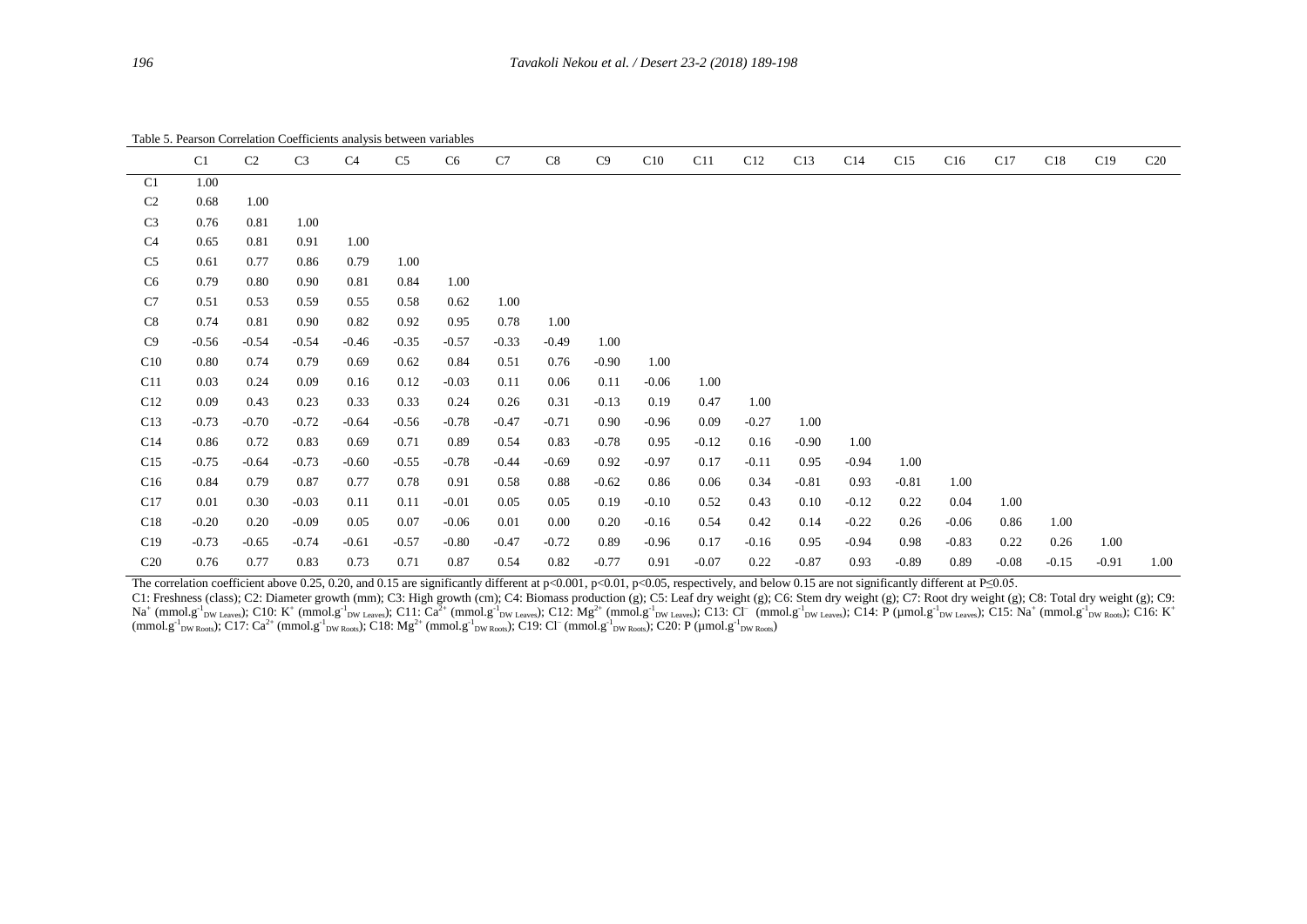Table 5. Pearson Correlation Coefficients analysis between variables

| | C1 | C2 | C3 | C4 | C5 | C6 | C7 | C8 | C9 | C10 | C11 | C12 | C13 | C14 | C15 | C16 | C17 | C18 | C19 | C20 |
|---|---|---|---|---|---|---|---|---|---|---|---|---|---|---|---|---|---|---|---|---|
| C1 | 1.00 | | | | | | | | | | | | | | | | | | | |
| C2 | 0.68 | 1.00 | | | | | | | | | | | | | | | | | | |
| C3 | 0.76 | 0.81 | 1.00 | | | | | | | | | | | | | | | | | |
| C4 | 0.65 | 0.81 | 0.91 | 1.00 | | | | | | | | | | | | | | | | |
| C5 | 0.61 | 0.77 | 0.86 | 0.79 | 1.00 | | | | | | | | | | | | | | | |
| C6 | 0.79 | 0.80 | 0.90 | 0.81 | 0.84 | 1.00 | | | | | | | | | | | | | | |
| C7 | 0.51 | 0.53 | 0.59 | 0.55 | 0.58 | 0.62 | 1.00 | | | | | | | | | | | | | |
| C8 | 0.74 | 0.81 | 0.90 | 0.82 | 0.92 | 0.95 | 0.78 | 1.00 | | | | | | | | | | | | |
| C9 | -0.56 | -0.54 | -0.54 | -0.46 | -0.35 | -0.57 | -0.33 | -0.49 | 1.00 | | | | | | | | | | | |
| C10 | 0.80 | 0.74 | 0.79 | 0.69 | 0.62 | 0.84 | 0.51 | 0.76 | -0.90 | 1.00 | | | | | | | | | | |
| C11 | 0.03 | 0.24 | 0.09 | 0.16 | 0.12 | -0.03 | 0.11 | 0.06 | 0.11 | -0.06 | 1.00 | | | | | | | | | |
| C12 | 0.09 | 0.43 | 0.23 | 0.33 | 0.33 | 0.24 | 0.26 | 0.31 | -0.13 | 0.19 | 0.47 | 1.00 | | | | | | | | |
| C13 | -0.73 | -0.70 | -0.72 | -0.64 | -0.56 | -0.78 | -0.47 | -0.71 | 0.90 | -0.96 | 0.09 | -0.27 | 1.00 | | | | | | | |
| C14 | 0.86 | 0.72 | 0.83 | 0.69 | 0.71 | 0.89 | 0.54 | 0.83 | -0.78 | 0.95 | -0.12 | 0.16 | -0.90 | 1.00 | | | | | | |
| C15 | -0.75 | -0.64 | -0.73 | -0.60 | -0.55 | -0.78 | -0.44 | -0.69 | 0.92 | -0.97 | 0.17 | -0.11 | 0.95 | -0.94 | 1.00 | | | | | |
| C16 | 0.84 | 0.79 | 0.87 | 0.77 | 0.78 | 0.91 | 0.58 | 0.88 | -0.62 | 0.86 | 0.06 | 0.34 | -0.81 | 0.93 | -0.81 | 1.00 | | | | |
| C17 | 0.01 | 0.30 | -0.03 | 0.11 | 0.11 | -0.01 | 0.05 | 0.05 | 0.19 | -0.10 | 0.52 | 0.43 | 0.10 | -0.12 | 0.22 | 0.04 | 1.00 | | | |
| C18 | -0.20 | 0.20 | -0.09 | 0.05 | 0.07 | -0.06 | 0.01 | 0.00 | 0.20 | -0.16 | 0.54 | 0.42 | 0.14 | -0.22 | 0.26 | -0.06 | 0.86 | 1.00 | | |
| C19 | -0.73 | -0.65 | -0.74 | -0.61 | -0.57 | -0.80 | -0.47 | -0.72 | 0.89 | -0.96 | 0.17 | -0.16 | 0.95 | -0.94 | 0.98 | -0.83 | 0.22 | 0.26 | 1.00 | |
| C20 | 0.76 | 0.77 | 0.83 | 0.73 | 0.71 | 0.87 | 0.54 | 0.82 | -0.77 | 0.91 | -0.07 | 0.22 | -0.87 | 0.93 | -0.89 | 0.89 | -0.08 | -0.15 | -0.91 | 1.00 |

The correlation coefficient above 0.25, 0.20, and 0.15 are significantly different at $p<0.001$, $p<0.01$, $p<0.05$, respectively, and below 0.15 are not significantly different at $P\leq0.05$.

C1: Freshness (class); C2: Diameter growth (mm); C3: High growth (cm); C4: Biomass production (g); C5: Leaf dry weight (g); C6: Stem dry weight (g); C7: Root dry weight (g); C8: Total dry weight (g); C9: $Na^+$ ($mmol.g^{-1}_{DW\ Leaves}$); C10: $K^+$ ($mmol.g^{-1}_{DW\ Leaves}$); C11: $Ca^{2+}$ ($mmol.g^{-1}_{DW\ Leaves}$); C12: $Mg^{2+}$ ($mmol.g^{-1}_{DW\ Leaves}$); C13: $Cl^-$ ($mmol.g^{-1}_{DW\ Leaves}$); C14: P ($\mu mol.g^{-1}_{DW\ Leaves}$); C15: $Na^+$ ($mmol.g^{-1}_{DW\ Roots}$); C16: $K^+$ ($mmol.g^{-1}_{DW\ Roots}$); C17: $Ca^{2+}$ ($mmol.g^{-1}_{DW\ Roots}$); C18: $Mg^{2+}$ ($mmol.g^{-1}_{DW\ Roots}$); C19: $Cl^-$ ($mmol.g^{-1}_{DW\ Roots}$); C20: P ($\mu mol.g^{-1}_{DW\ Roots}$)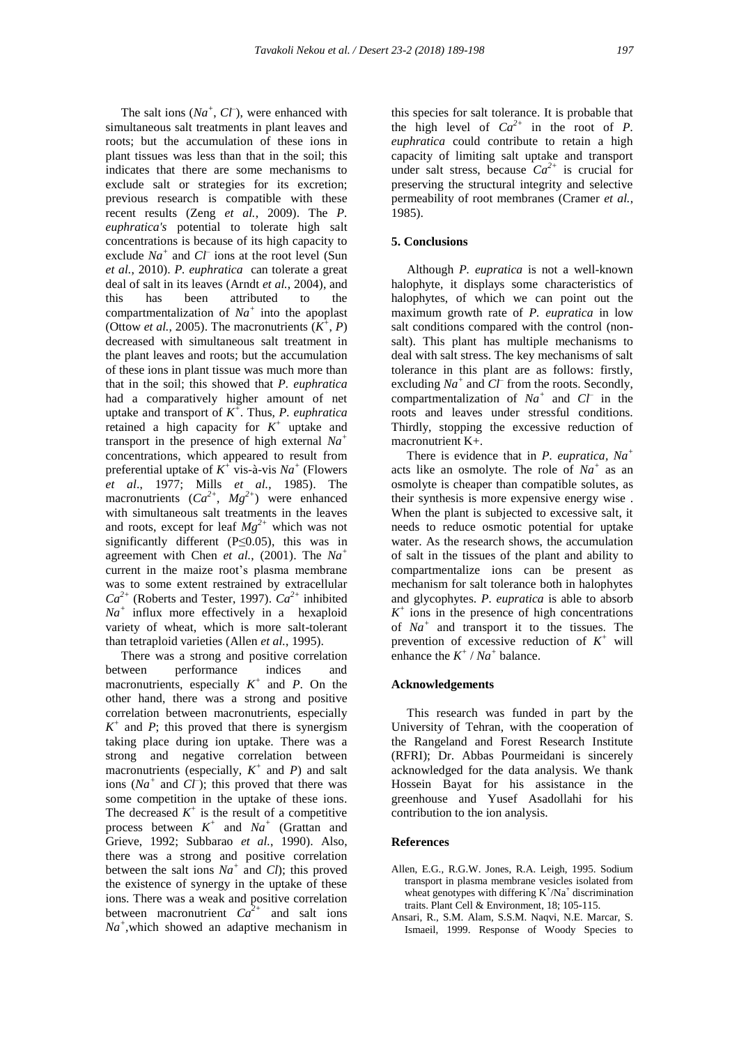The salt ions ($Na^+$, $Cl^-$), were enhanced with simultaneous salt treatments in plant leaves and roots; but the accumulation of these ions in plant tissues was less than that in the soil; this indicates that there are some mechanisms to exclude salt or strategies for its excretion; previous research is compatible with these recent results (Zeng *et al.*, 2009). The *P. euphratica's* potential to tolerate high salt concentrations is because of its high capacity to exclude $Na^+$ and $Cl^-$ ions at the root level (Sun *et al.*, 2010). *P. euphratica* can tolerate a great deal of salt in its leaves (Arndt *et al.*, 2004), and this has been attributed to the compartmentalization of $Na^+$ into the apoplast (Ottow *et al.*, 2005). The macronutrients ($K^+$, *P*) decreased with simultaneous salt treatment in the plant leaves and roots; but the accumulation of these ions in plant tissue was much more than that in the soil; this showed that *P. euphratica* had a comparatively higher amount of net uptake and transport of $K^+$. Thus, *P. euphratica* retained a high capacity for $K^+$ uptake and transport in the presence of high external $Na^+$ concentrations, which appeared to result from preferential uptake of $K^+$ vis-à-vis $Na^+$ (Flowers *et al.*, 1977; Mills *et al.*, 1985). The macronutrients ($Ca^{2+}$, $Mg^{2+}$) were enhanced with simultaneous salt treatments in the leaves and roots, except for leaf $Mg^{2+}$ which was not significantly different ($P \leq 0.05$), this was in agreement with Chen *et al.*, (2001). The $Na^+$ current in the maize root's plasma membrane was to some extent restrained by extracellular $Ca^{2+}$ (Roberts and Tester, 1997). $Ca^{2+}$ inhibited $Na^+$ influx more effectively in a hexaploid variety of wheat, which is more salt-tolerant than tetraploid varieties (Allen *et al.*, 1995).

There was a strong and positive correlation between performance indices and macronutrients, especially $K^+$ and *P*. On the other hand, there was a strong and positive correlation between macronutrients, especially $K^+$ and *P*; this proved that there is synergism taking place during ion uptake. There was a strong and negative correlation between macronutrients (especially, $K^+$ and *P*) and salt ions ($Na^+$ and $Cl^-$); this proved that there was some competition in the uptake of these ions. The decreased $K^+$ is the result of a competitive process between $K^+$ and $Na^+$ (Grattan and Grieve, 1992; Subbarao *et al.*, 1990). Also, there was a strong and positive correlation between the salt ions $Na^+$ and *Cl*); this proved the existence of synergy in the uptake of these ions. There was a weak and positive correlation between macronutrient $Ca^{2+}$ and salt ions $Na^+$,which showed an adaptive mechanism in this species for salt tolerance. It is probable that the high level of $Ca^{2+}$ in the root of *P. euphratica* could contribute to retain a high capacity of limiting salt uptake and transport under salt stress, because $Ca^{2+}$ is crucial for preserving the structural integrity and selective permeability of root membranes (Cramer *et al.*, 1985).

## 5. Conclusions

Although *P. eupratica* is not a well-known halophyte, it displays some characteristics of halophytes, of which we can point out the maximum growth rate of *P. eupratica* in low salt conditions compared with the control (non-salt). This plant has multiple mechanisms to deal with salt stress. The key mechanisms of salt tolerance in this plant are as follows: firstly, excluding $Na^+$ and $Cl^-$ from the roots. Secondly, compartmentalization of $Na^+$ and $Cl^-$ in the roots and leaves under stressful conditions. Thirdly, stopping the excessive reduction of macronutrient K+.

There is evidence that in *P. eupratica*, $Na^+$ acts like an osmolyte. The role of $Na^+$ as an osmolyte is cheaper than compatible solutes, as their synthesis is more expensive energy wise . When the plant is subjected to excessive salt, it needs to reduce osmotic potential for uptake water. As the research shows, the accumulation of salt in the tissues of the plant and ability to compartmentalize ions can be present as mechanism for salt tolerance both in halophytes and glycophytes. *P. eupratica* is able to absorb $K^+$ ions in the presence of high concentrations of $Na^+$ and transport it to the tissues. The prevention of excessive reduction of $K^+$ will enhance the $K^+ / Na^+$ balance.

## Acknowledgements

This research was funded in part by the University of Tehran, with the cooperation of the Rangeland and Forest Research Institute (RFRI); Dr. Abbas Pourmeidani is sincerely acknowledged for the data analysis. We thank Hossein Bayat for his assistance in the greenhouse and Yusef Asadollahi for his contribution to the ion analysis.

## References

Allen, E.G., R.G.W. Jones, R.A. Leigh, 1995. Sodium transport in plasma membrane vesicles isolated from wheat genotypes with differing $K^+/Na^+$ discrimination traits. Plant Cell & Environment, 18; 105-115.

Ansari, R., S.M. Alam, S.S.M. Naqvi, N.E. Marcar, S. Ismaeil, 1999. Response of Woody Species to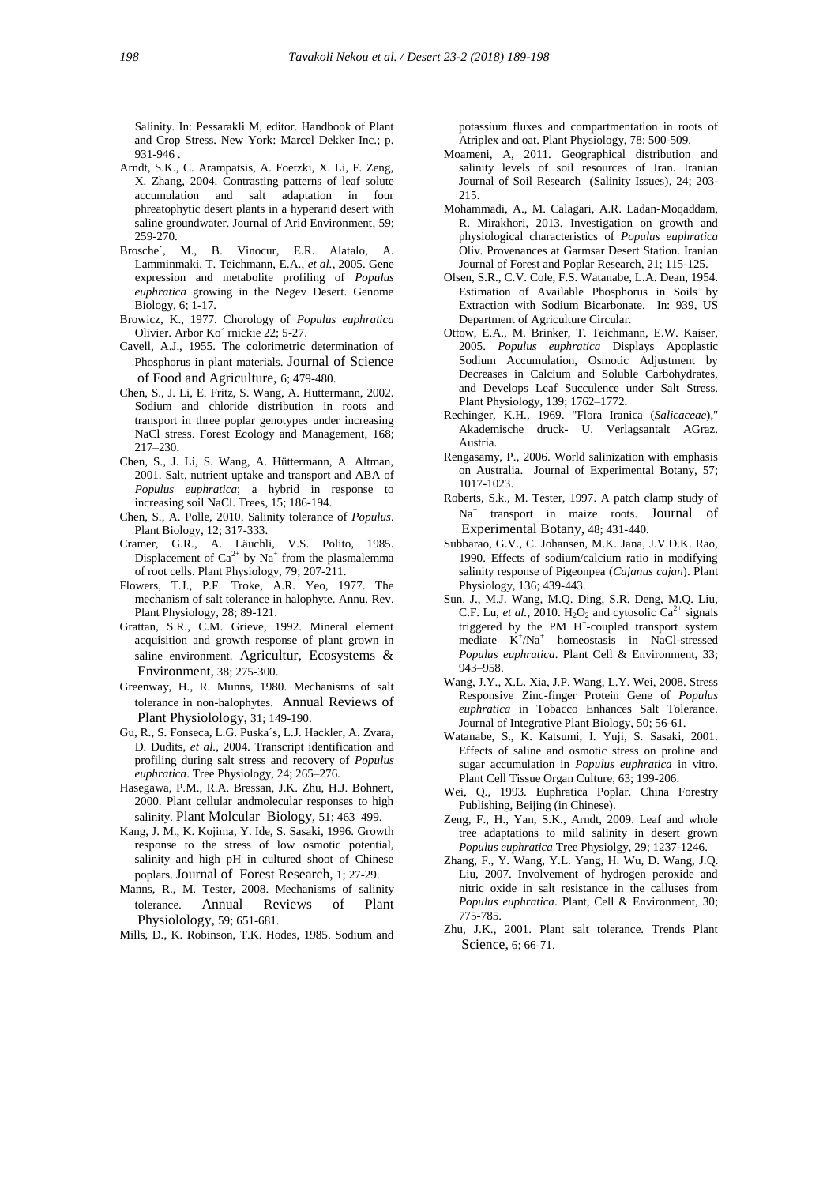Salinity. In: Pessarakli M, editor. Handbook of Plant and Crop Stress. New York: Marcel Dekker Inc.; p. 931-946 .

Arndt, S.K., C. Arampatsis, A. Foetzki, X. Li, F. Zeng, X. Zhang, 2004. Contrasting patterns of leaf solute accumulation and salt adaptation in four phreatophytic desert plants in a hyperarid desert with saline groundwater. Journal of Arid Environment, 59; 259-270.

Brosche´, M., B. Vinocur, E.R. Alatalo, A. Lamminmaki, T. Teichmann, E.A., *et al.*, 2005. Gene expression and metabolite profiling of *Populus euphratica* growing in the Negev Desert. Genome Biology, 6; 1-17.

Browicz, K., 1977. Chorology of *Populus euphratica* Olivier. Arbor Ko´ rnickie 22; 5-27.

Cavell, A.J., 1955. The colorimetric determination of Phosphorus in plant materials. Journal of Science of Food and Agriculture, 6; 479-480.

Chen, S., J. Li, E. Fritz, S. Wang, A. Huttermann, 2002. Sodium and chloride distribution in roots and transport in three poplar genotypes under increasing NaCl stress. Forest Ecology and Management, 168; 217–230.

Chen, S., J. Li, S. Wang, A. Hüttermann, A. Altman, 2001. Salt, nutrient uptake and transport and ABA of *Populus euphratica*; a hybrid in response to increasing soil NaCl. Trees, 15; 186-194.

Chen, S., A. Polle, 2010. Salinity tolerance of *Populus*. Plant Biology, 12; 317-333.

Cramer, G.R., A. Läuchli, V.S. Polito, 1985. Displacement of $Ca^{2+}$ by $Na^+$ from the plasmalemma of root cells. Plant Physiology, 79; 207-211.

Flowers, T.J., P.F. Troke, A.R. Yeo, 1977. The mechanism of salt tolerance in halophyte. Annu. Rev. Plant Physiology, 28; 89-121.

Grattan, S.R., C.M. Grieve, 1992. Mineral element acquisition and growth response of plant grown in saline environment. Agricultur, Ecosystems & Environment, 38; 275-300.

Greenway, H., R. Munns, 1980. Mechanisms of salt tolerance in non-halophytes. Annual Reviews of Plant Physiolology, 31; 149-190.

Gu, R., S. Fonseca, L.G. Puska´s, L.J. Hackler, A. Zvara, D. Dudits, *et al.*, 2004. Transcript identification and profiling during salt stress and recovery of *Populus euphratica*. Tree Physiology, 24; 265–276.

Hasegawa, P.M., R.A. Bressan, J.K. Zhu, H.J. Bohnert, 2000. Plant cellular andmolecular responses to high salinity. Plant Molcular Biology, 51; 463–499.

Kang, J. M., K. Kojima, Y. Ide, S. Sasaki, 1996. Growth response to the stress of low osmotic potential, salinity and high pH in cultured shoot of Chinese poplars. Journal of Forest Research, 1; 27-29.

Manns, R., M. Tester, 2008. Mechanisms of salinity tolerance. Annual Reviews of Plant Physiolology, 59; 651-681.

Mills, D., K. Robinson, T.K. Hodes, 1985. Sodium and potassium fluxes and compartmentation in roots of Atriplex and oat. Plant Physiology, 78; 500-509.

Moameni, A, 2011. Geographical distribution and salinity levels of soil resources of Iran. Iranian Journal of Soil Research (Salinity Issues), 24; 203-215.

Mohammadi, A., M. Calagari, A.R. Ladan-Moqaddam, R. Mirakhori, 2013. Investigation on growth and physiological characteristics of *Populus euphratica* Oliv. Provenances at Garmsar Desert Station. Iranian Journal of Forest and Poplar Research, 21; 115-125.

Olsen, S.R., C.V. Cole, F.S. Watanabe, L.A. Dean, 1954. Estimation of Available Phosphorus in Soils by Extraction with Sodium Bicarbonate. In: 939, US Department of Agriculture Circular.

Ottow, E.A., M. Brinker, T. Teichmann, E.W. Kaiser, 2005. *Populus euphratica* Displays Apoplastic Sodium Accumulation, Osmotic Adjustment by Decreases in Calcium and Soluble Carbohydrates, and Develops Leaf Succulence under Salt Stress. Plant Physiology, 139; 1762–1772.

Rechinger, K.H., 1969. "Flora Iranica (*Salicaceae*)," Akademische druck- U. Verlagsantalt AGraz. Austria.

Rengasamy, P., 2006. World salinization with emphasis on Australia. Journal of Experimental Botany, 57; 1017-1023.

Roberts, S.k., M. Tester, 1997. A patch clamp study of $Na^+$ transport in maize roots. Journal of Experimental Botany, 48; 431-440.

Subbarao, G.V., C. Johansen, M.K. Jana, J.V.D.K. Rao, 1990. Effects of sodium/calcium ratio in modifying salinity response of Pigeonpea (*Cajanus cajan*). Plant Physiology, 136; 439-443.

Sun, J., M.J. Wang, M.Q. Ding, S.R. Deng, M.Q. Liu, C.F. Lu, *et al.*, 2010. $H_2O_2$ and cytosolic $Ca^{2+}$ signals triggered by the PM $H^+$-coupled transport system mediate $K^+/Na^+$ homeostasis in NaCl-stressed *Populus euphratica*. Plant Cell & Environment, 33; 943–958.

Wang, J.Y., X.L. Xia, J.P. Wang, L.Y. Wei, 2008. Stress Responsive Zinc-finger Protein Gene of *Populus euphratica* in Tobacco Enhances Salt Tolerance. Journal of Integrative Plant Biology, 50; 56-61.

Watanabe, S., K. Katsumi, I. Yuji, S. Sasaki, 2001. Effects of saline and osmotic stress on proline and sugar accumulation in *Populus euphratica* in vitro. Plant Cell Tissue Organ Culture, 63; 199-206.

Wei, Q., 1993. Euphratica Poplar. China Forestry Publishing, Beijing (in Chinese).

Zeng, F., H., Yan, S.K., Arndt, 2009. Leaf and whole tree adaptations to mild salinity in desert grown *Populus euphratica* Tree Physiolgy, 29; 1237-1246.

Zhang, F., Y. Wang, Y.L. Yang, H. Wu, D. Wang, J.Q. Liu, 2007. Involvement of hydrogen peroxide and nitric oxide in salt resistance in the calluses from *Populus euphratica*. Plant, Cell & Environment, 30; 775-785.

Zhu, J.K., 2001. Plant salt tolerance. Trends Plant Science, 6; 66-71.